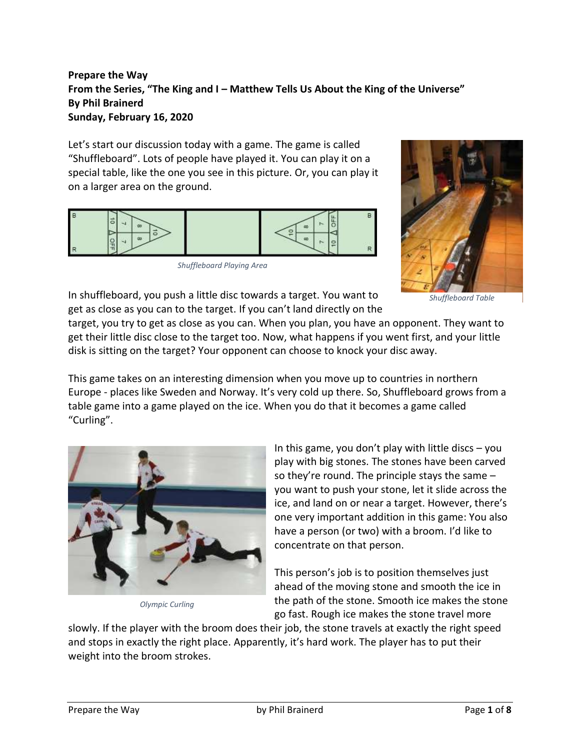**Prepare the Way**
**From the Series, "The King and I – Matthew Tells Us About the King of the Universe"**
**By Phil Brainerd**
**Sunday, February 16, 2020**

Let's start our discussion today with a game. The game is called "Shuffleboard". Lots of people have played it. You can play it on a special table, like the one you see in this picture. Or, you can play it on a larger area on the ground.

*Shuffleboard Playing Area*

*Shuffleboard Table*

In shuffleboard, you push a little disc towards a target. You want to get as close as you can to the target. If you can't land directly on the target, you try to get as close as you can. When you plan, you have an opponent. They want to get their little disc close to the target too. Now, what happens if you went first, and your little disk is sitting on the target? Your opponent can choose to knock your disc away.

This game takes on an interesting dimension when you move up to countries in northern Europe - places like Sweden and Norway. It's very cold up there. So, Shuffleboard grows from a table game into a game played on the ice. When you do that it becomes a game called "Curling".

*Olympic Curling*

In this game, you don't play with little discs – you play with big stones. The stones have been carved so they're round. The principle stays the same – you want to push your stone, let it slide across the ice, and land on or near a target. However, there's one very important addition in this game: You also have a person (or two) with a broom. I'd like to concentrate on that person.

This person's job is to position themselves just ahead of the moving stone and smooth the ice in the path of the stone. Smooth ice makes the stone go fast. Rough ice makes the stone travel more slowly. If the player with the broom does their job, the stone travels at exactly the right speed and stops in exactly the right place. Apparently, it's hard work. The player has to put their weight into the broom strokes.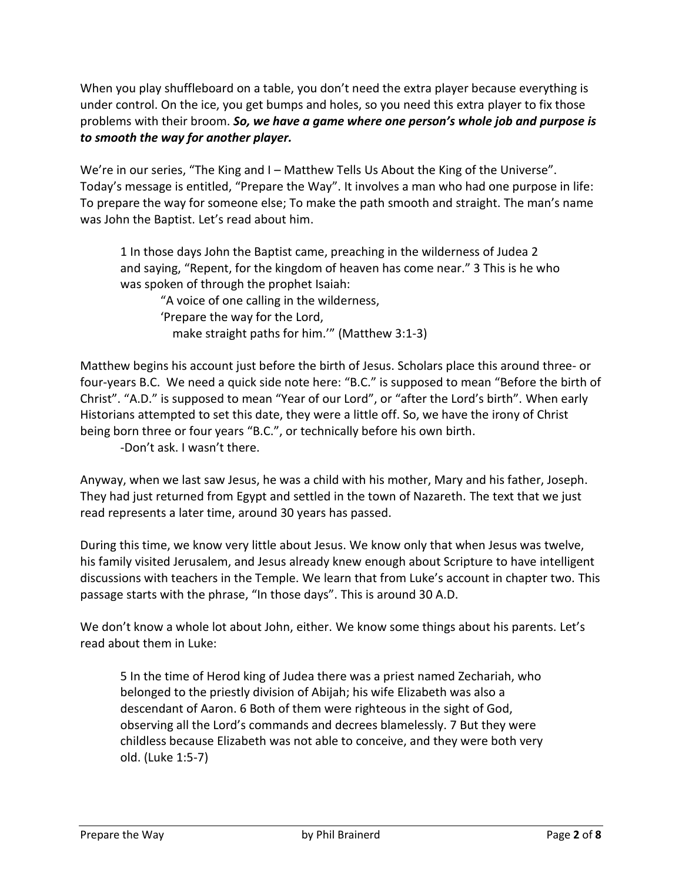When you play shuffleboard on a table, you don't need the extra player because everything is under control. On the ice, you get bumps and holes, so you need this extra player to fix those problems with their broom. ***So, we have a game where one person's whole job and purpose is to smooth the way for another player.***

We're in our series, "The King and I – Matthew Tells Us About the King of the Universe". Today's message is entitled, "Prepare the Way". It involves a man who had one purpose in life: To prepare the way for someone else; To make the path smooth and straight. The man's name was John the Baptist. Let's read about him.

> 1 In those days John the Baptist came, preaching in the wilderness of Judea 2 and saying, "Repent, for the kingdom of heaven has come near." 3 This is he who was spoken of through the prophet Isaiah:
>
> "A voice of one calling in the wilderness,
> 'Prepare the way for the Lord,
> make straight paths for him.'" (Matthew 3:1-3)

Matthew begins his account just before the birth of Jesus. Scholars place this around three- or four-years B.C. We need a quick side note here: "B.C." is supposed to mean "Before the birth of Christ". "A.D." is supposed to mean "Year of our Lord", or "after the Lord's birth". When early Historians attempted to set this date, they were a little off. So, we have the irony of Christ being born three or four years "B.C.", or technically before his own birth.

-Don't ask. I wasn't there.

Anyway, when we last saw Jesus, he was a child with his mother, Mary and his father, Joseph. They had just returned from Egypt and settled in the town of Nazareth. The text that we just read represents a later time, around 30 years has passed.

During this time, we know very little about Jesus. We know only that when Jesus was twelve, his family visited Jerusalem, and Jesus already knew enough about Scripture to have intelligent discussions with teachers in the Temple. We learn that from Luke's account in chapter two. This passage starts with the phrase, "In those days". This is around 30 A.D.

We don't know a whole lot about John, either. We know some things about his parents. Let's read about them in Luke:

> 5 In the time of Herod king of Judea there was a priest named Zechariah, who belonged to the priestly division of Abijah; his wife Elizabeth was also a descendant of Aaron. 6 Both of them were righteous in the sight of God, observing all the Lord's commands and decrees blamelessly. 7 But they were childless because Elizabeth was not able to conceive, and they were both very old. (Luke 1:5-7)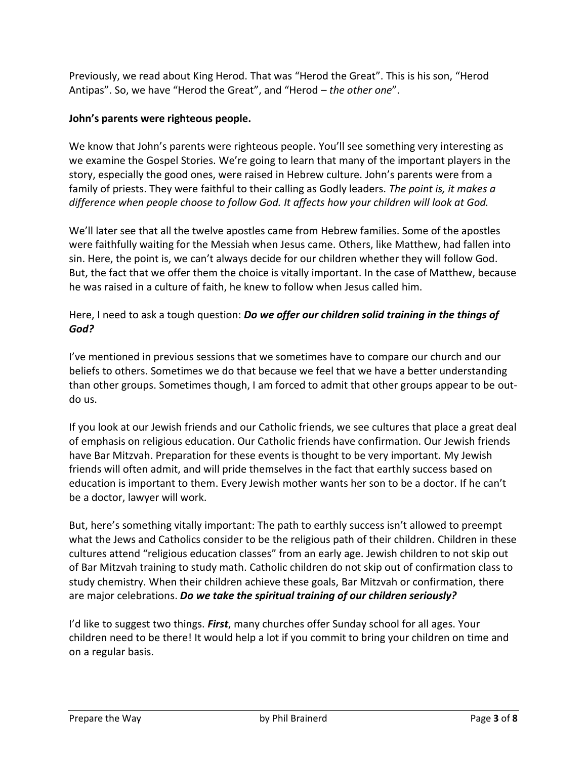Previously, we read about King Herod. That was "Herod the Great". This is his son, "Herod Antipas". So, we have "Herod the Great", and "Herod – *the other one*".

**John's parents were righteous people.**

We know that John's parents were righteous people. You'll see something very interesting as we examine the Gospel Stories. We're going to learn that many of the important players in the story, especially the good ones, were raised in Hebrew culture. John's parents were from a family of priests. They were faithful to their calling as Godly leaders. *The point is, it makes a difference when people choose to follow God. It affects how your children will look at God.*

We'll later see that all the twelve apostles came from Hebrew families. Some of the apostles were faithfully waiting for the Messiah when Jesus came. Others, like Matthew, had fallen into sin. Here, the point is, we can't always decide for our children whether they will follow God. But, the fact that we offer them the choice is vitally important. In the case of Matthew, because he was raised in a culture of faith, he knew to follow when Jesus called him.

Here, I need to ask a tough question: ***Do we offer our children solid training in the things of God?***

I've mentioned in previous sessions that we sometimes have to compare our church and our beliefs to others. Sometimes we do that because we feel that we have a better understanding than other groups. Sometimes though, I am forced to admit that other groups appear to be out-do us.

If you look at our Jewish friends and our Catholic friends, we see cultures that place a great deal of emphasis on religious education. Our Catholic friends have confirmation. Our Jewish friends have Bar Mitzvah. Preparation for these events is thought to be very important. My Jewish friends will often admit, and will pride themselves in the fact that earthly success based on education is important to them. Every Jewish mother wants her son to be a doctor. If he can't be a doctor, lawyer will work.

But, here's something vitally important: The path to earthly success isn't allowed to preempt what the Jews and Catholics consider to be the religious path of their children. Children in these cultures attend "religious education classes" from an early age. Jewish children to not skip out of Bar Mitzvah training to study math. Catholic children do not skip out of confirmation class to study chemistry. When their children achieve these goals, Bar Mitzvah or confirmation, there are major celebrations. ***Do we take the spiritual training of our children seriously?***

I'd like to suggest two things. ***First***, many churches offer Sunday school for all ages. Your children need to be there! It would help a lot if you commit to bring your children on time and on a regular basis.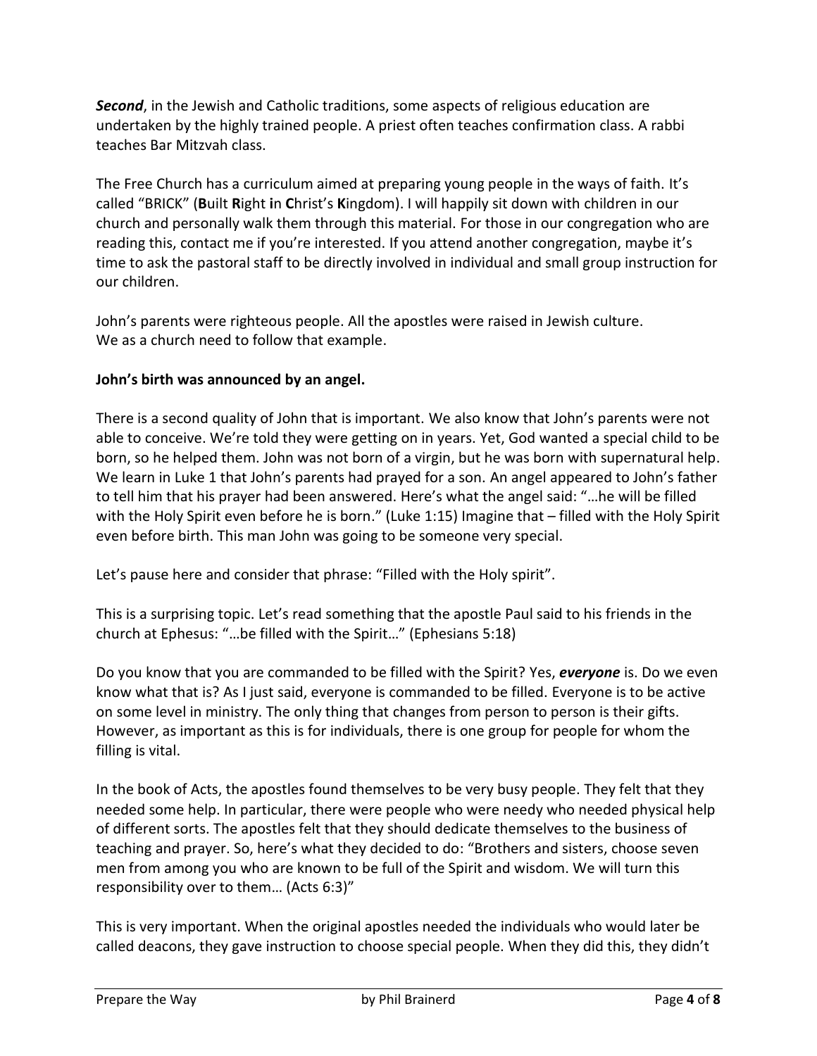***Second***, in the Jewish and Catholic traditions, some aspects of religious education are undertaken by the highly trained people. A priest often teaches confirmation class. A rabbi teaches Bar Mitzvah class.

The Free Church has a curriculum aimed at preparing young people in the ways of faith. It's called "BRICK" (**B**uilt **R**ight **i**n **C**hrist's **K**ingdom). I will happily sit down with children in our church and personally walk them through this material. For those in our congregation who are reading this, contact me if you're interested. If you attend another congregation, maybe it's time to ask the pastoral staff to be directly involved in individual and small group instruction for our children.

John's parents were righteous people. All the apostles were raised in Jewish culture.
We as a church need to follow that example.

**John's birth was announced by an angel.**

There is a second quality of John that is important. We also know that John's parents were not able to conceive. We're told they were getting on in years. Yet, God wanted a special child to be born, so he helped them. John was not born of a virgin, but he was born with supernatural help. We learn in Luke 1 that John's parents had prayed for a son. An angel appeared to John's father to tell him that his prayer had been answered. Here's what the angel said: "…he will be filled with the Holy Spirit even before he is born." (Luke 1:15) Imagine that – filled with the Holy Spirit even before birth. This man John was going to be someone very special.

Let's pause here and consider that phrase: "Filled with the Holy spirit".

This is a surprising topic. Let's read something that the apostle Paul said to his friends in the church at Ephesus: "…be filled with the Spirit…" (Ephesians 5:18)

Do you know that you are commanded to be filled with the Spirit? Yes, ***everyone*** is. Do we even know what that is? As I just said, everyone is commanded to be filled. Everyone is to be active on some level in ministry. The only thing that changes from person to person is their gifts. However, as important as this is for individuals, there is one group for people for whom the filling is vital.

In the book of Acts, the apostles found themselves to be very busy people. They felt that they needed some help. In particular, there were people who were needy who needed physical help of different sorts. The apostles felt that they should dedicate themselves to the business of teaching and prayer. So, here's what they decided to do: "Brothers and sisters, choose seven men from among you who are known to be full of the Spirit and wisdom. We will turn this responsibility over to them… (Acts 6:3)"

This is very important. When the original apostles needed the individuals who would later be called deacons, they gave instruction to choose special people. When they did this, they didn't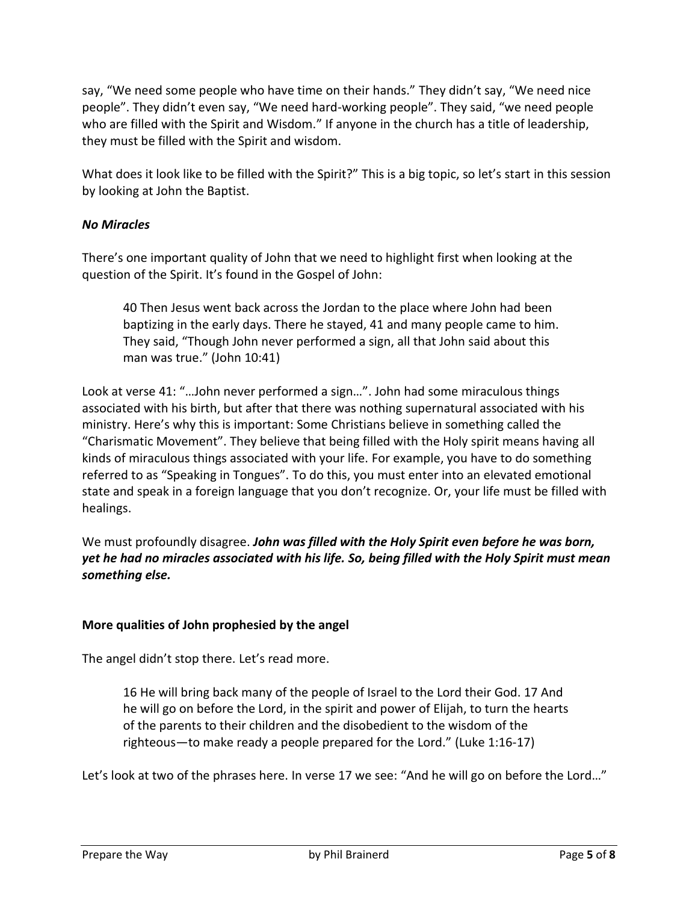say, "We need some people who have time on their hands." They didn't say, "We need nice people". They didn't even say, "We need hard-working people". They said, "we need people who are filled with the Spirit and Wisdom." If anyone in the church has a title of leadership, they must be filled with the Spirit and wisdom.

What does it look like to be filled with the Spirit?" This is a big topic, so let's start in this session by looking at John the Baptist.

***No Miracles***

There's one important quality of John that we need to highlight first when looking at the question of the Spirit. It's found in the Gospel of John:

> 40 Then Jesus went back across the Jordan to the place where John had been baptizing in the early days. There he stayed, 41 and many people came to him. They said, "Though John never performed a sign, all that John said about this man was true." (John 10:41)

Look at verse 41: "…John never performed a sign…". John had some miraculous things associated with his birth, but after that there was nothing supernatural associated with his ministry. Here's why this is important: Some Christians believe in something called the "Charismatic Movement". They believe that being filled with the Holy spirit means having all kinds of miraculous things associated with your life. For example, you have to do something referred to as "Speaking in Tongues". To do this, you must enter into an elevated emotional state and speak in a foreign language that you don't recognize. Or, your life must be filled with healings.

We must profoundly disagree. ***John was filled with the Holy Spirit even before he was born, yet he had no miracles associated with his life. So, being filled with the Holy Spirit must mean something else.***

**More qualities of John prophesied by the angel**

The angel didn't stop there. Let's read more.

> 16 He will bring back many of the people of Israel to the Lord their God. 17 And he will go on before the Lord, in the spirit and power of Elijah, to turn the hearts of the parents to their children and the disobedient to the wisdom of the righteous—to make ready a people prepared for the Lord." (Luke 1:16-17)

Let's look at two of the phrases here. In verse 17 we see: "And he will go on before the Lord…"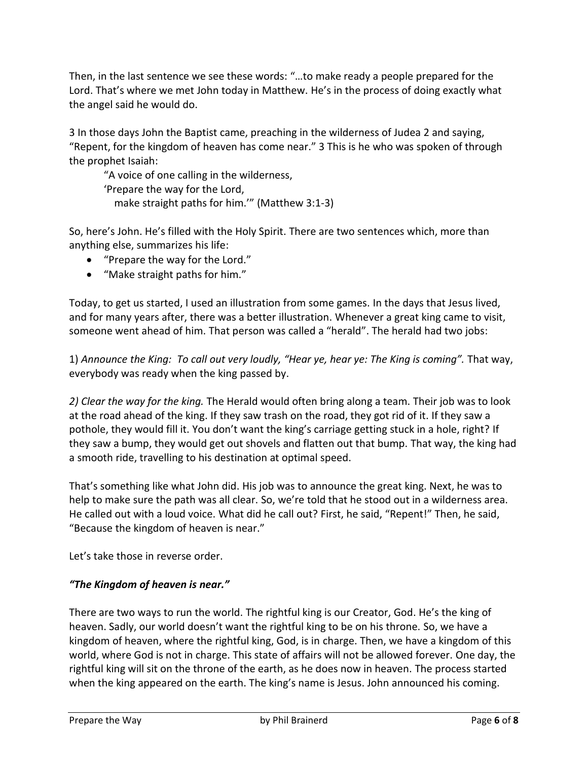Then, in the last sentence we see these words: "…to make ready a people prepared for the Lord. That's where we met John today in Matthew. He's in the process of doing exactly what the angel said he would do.

3 In those days John the Baptist came, preaching in the wilderness of Judea 2 and saying, "Repent, for the kingdom of heaven has come near." 3 This is he who was spoken of through the prophet Isaiah:

> "A voice of one calling in the wilderness,
> 'Prepare the way for the Lord,
>   make straight paths for him.'" (Matthew 3:1-3)

So, here's John. He's filled with the Holy Spirit. There are two sentences which, more than anything else, summarizes his life:

- "Prepare the way for the Lord."
- "Make straight paths for him."

Today, to get us started, I used an illustration from some games. In the days that Jesus lived, and for many years after, there was a better illustration. Whenever a great king came to visit, someone went ahead of him. That person was called a "herald". The herald had two jobs:

1) *Announce the King: To call out very loudly, "Hear ye, hear ye: The King is coming".* That way, everybody was ready when the king passed by.

*2) Clear the way for the king.* The Herald would often bring along a team. Their job was to look at the road ahead of the king. If they saw trash on the road, they got rid of it. If they saw a pothole, they would fill it. You don't want the king's carriage getting stuck in a hole, right? If they saw a bump, they would get out shovels and flatten out that bump. That way, the king had a smooth ride, travelling to his destination at optimal speed.

That's something like what John did. His job was to announce the great king. Next, he was to help to make sure the path was all clear. So, we're told that he stood out in a wilderness area. He called out with a loud voice. What did he call out? First, he said, "Repent!" Then, he said, "Because the kingdom of heaven is near."

Let's take those in reverse order.

***"The Kingdom of heaven is near."***

There are two ways to run the world. The rightful king is our Creator, God. He's the king of heaven. Sadly, our world doesn't want the rightful king to be on his throne. So, we have a kingdom of heaven, where the rightful king, God, is in charge. Then, we have a kingdom of this world, where God is not in charge. This state of affairs will not be allowed forever. One day, the rightful king will sit on the throne of the earth, as he does now in heaven. The process started when the king appeared on the earth. The king's name is Jesus. John announced his coming.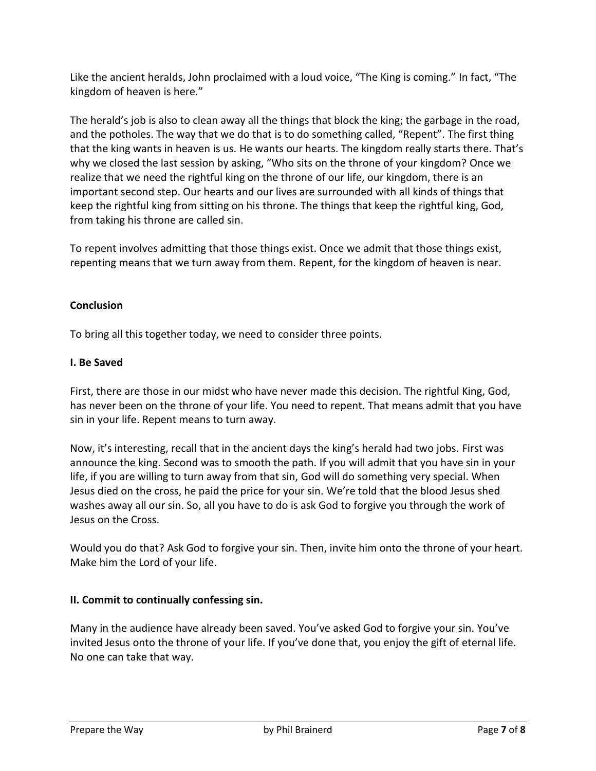Like the ancient heralds, John proclaimed with a loud voice, "The King is coming." In fact, "The kingdom of heaven is here."

The herald's job is also to clean away all the things that block the king; the garbage in the road, and the potholes. The way that we do that is to do something called, "Repent". The first thing that the king wants in heaven is us. He wants our hearts. The kingdom really starts there. That's why we closed the last session by asking, "Who sits on the throne of your kingdom? Once we realize that we need the rightful king on the throne of our life, our kingdom, there is an important second step. Our hearts and our lives are surrounded with all kinds of things that keep the rightful king from sitting on his throne. The things that keep the rightful king, God, from taking his throne are called sin.

To repent involves admitting that those things exist. Once we admit that those things exist, repenting means that we turn away from them. Repent, for the kingdom of heaven is near.

**Conclusion**

To bring all this together today, we need to consider three points.

**I. Be Saved**

First, there are those in our midst who have never made this decision. The rightful King, God, has never been on the throne of your life. You need to repent. That means admit that you have sin in your life. Repent means to turn away.

Now, it's interesting, recall that in the ancient days the king's herald had two jobs. First was announce the king. Second was to smooth the path. If you will admit that you have sin in your life, if you are willing to turn away from that sin, God will do something very special. When Jesus died on the cross, he paid the price for your sin. We're told that the blood Jesus shed washes away all our sin. So, all you have to do is ask God to forgive you through the work of Jesus on the Cross.

Would you do that? Ask God to forgive your sin. Then, invite him onto the throne of your heart. Make him the Lord of your life.

**II. Commit to continually confessing sin.**

Many in the audience have already been saved. You've asked God to forgive your sin. You've invited Jesus onto the throne of your life. If you've done that, you enjoy the gift of eternal life. No one can take that way.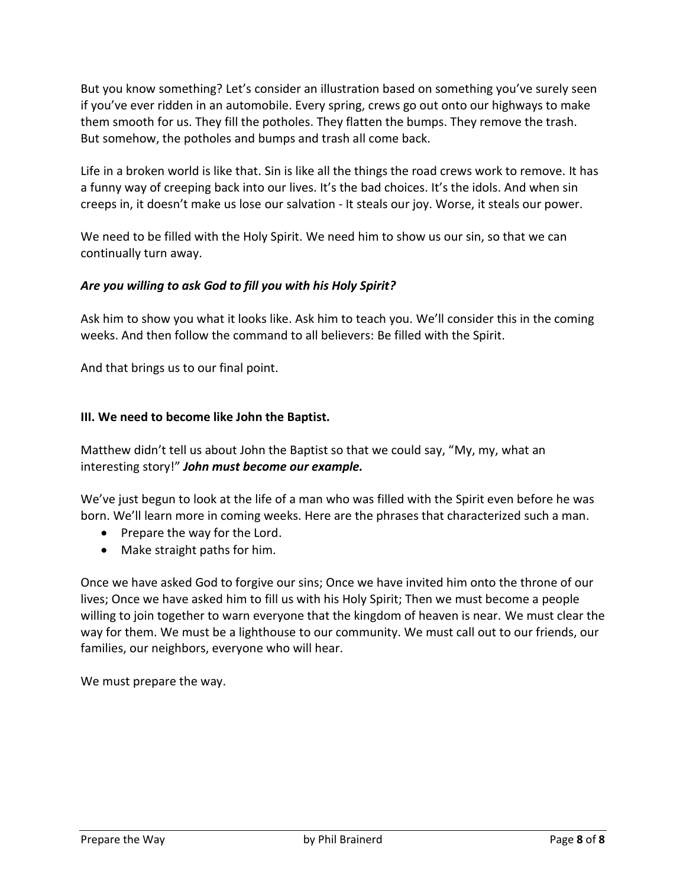But you know something? Let's consider an illustration based on something you've surely seen if you've ever ridden in an automobile. Every spring, crews go out onto our highways to make them smooth for us. They fill the potholes. They flatten the bumps. They remove the trash. But somehow, the potholes and bumps and trash all come back.

Life in a broken world is like that. Sin is like all the things the road crews work to remove. It has a funny way of creeping back into our lives. It's the bad choices. It's the idols. And when sin creeps in, it doesn't make us lose our salvation - It steals our joy. Worse, it steals our power.

We need to be filled with the Holy Spirit. We need him to show us our sin, so that we can continually turn away.

***Are you willing to ask God to fill you with his Holy Spirit?***

Ask him to show you what it looks like. Ask him to teach you. We'll consider this in the coming weeks. And then follow the command to all believers: Be filled with the Spirit.

And that brings us to our final point.

**III. We need to become like John the Baptist.**

Matthew didn't tell us about John the Baptist so that we could say, "My, my, what an interesting story!" ***John must become our example.***

We've just begun to look at the life of a man who was filled with the Spirit even before he was born. We'll learn more in coming weeks. Here are the phrases that characterized such a man.

- Prepare the way for the Lord.
- Make straight paths for him.

Once we have asked God to forgive our sins; Once we have invited him onto the throne of our lives; Once we have asked him to fill us with his Holy Spirit; Then we must become a people willing to join together to warn everyone that the kingdom of heaven is near. We must clear the way for them. We must be a lighthouse to our community. We must call out to our friends, our families, our neighbors, everyone who will hear.

We must prepare the way.